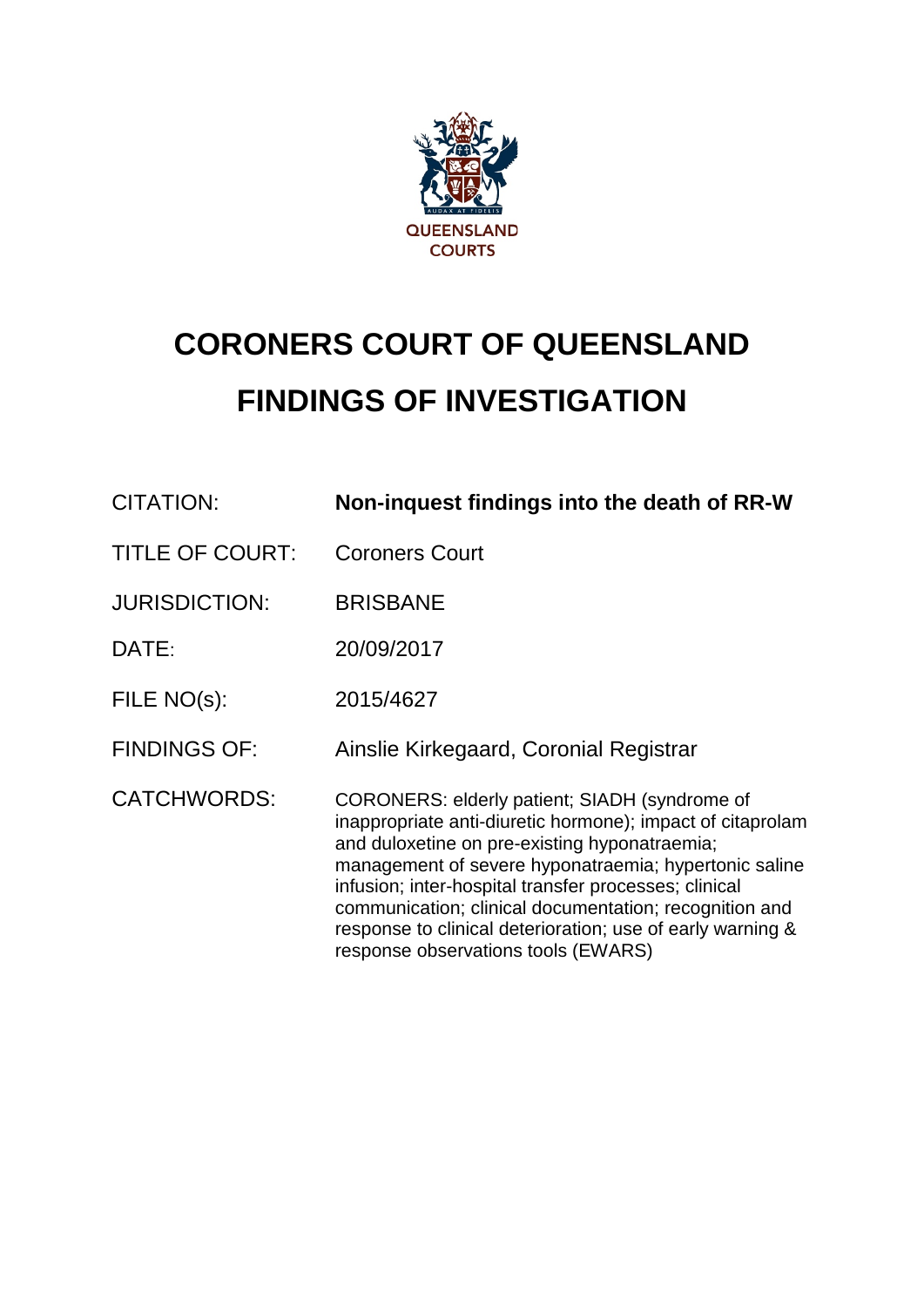QUEENSLAND COURTS

# CORONERS COURT OF QUEENSLAND
# FINDINGS OF INVESTIGATION

| | |
|---|---|
| CITATION: | **Non-inquest findings into the death of RR-W** |
| TITLE OF COURT: | Coroners Court |
| JURISDICTION: | BRISBANE |
| DATE: | 20/09/2017 |
| FILE NO(s): | 2015/4627 |
| FINDINGS OF: | Ainslie Kirkegaard, Coronial Registrar |
| CATCHWORDS: | CORONERS: elderly patient; SIADH (syndrome of inappropriate anti-diuretic hormone); impact of citaprolam and duloxetine on pre-existing hyponatraemia; management of severe hyponatraemia; hypertonic saline infusion; inter-hospital transfer processes; clinical communication; clinical documentation; recognition and response to clinical deterioration; use of early warning & response observations tools (EWARS) |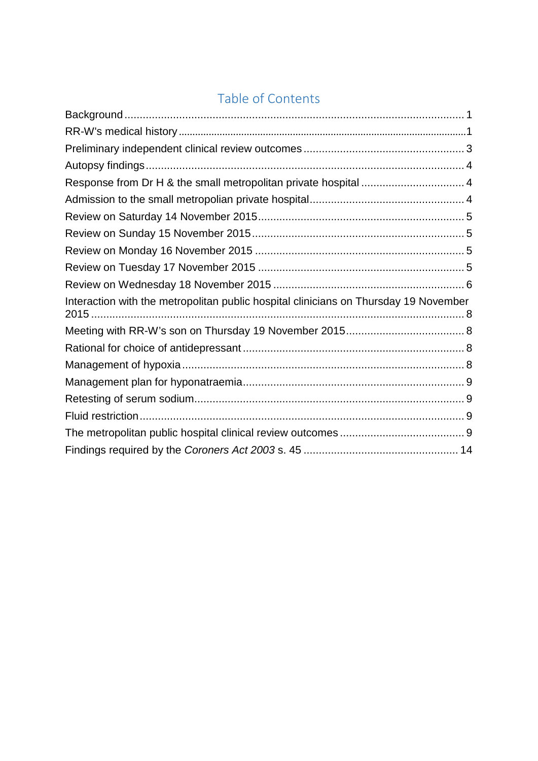## Table of Contents

Background ........................................................................ 1
RR-W's medical history ........................................................................ 1
Preliminary independent clinical review outcomes ........................................................................ 3
Autopsy findings ........................................................................ 4
Response from Dr H & the small metropolitan private hospital ........................................................................ 4
Admission to the small metropolian private hospital ........................................................................ 4
Review on Saturday 14 November 2015 ........................................................................ 5
Review on Sunday 15 November 2015 ........................................................................ 5
Review on Monday 16 November 2015 ........................................................................ 5
Review on Tuesday 17 November 2015 ........................................................................ 5
Review on Wednesday 18 November 2015 ........................................................................ 6
Interaction with the metropolitan public hospital clinicians on Thursday 19 November 2015 ........................................................................ 8
Meeting with RR-W's son on Thursday 19 November 2015 ........................................................................ 8
Rational for choice of antidepressant ........................................................................ 8
Management of hypoxia ........................................................................ 8
Management plan for hyponatraemia ........................................................................ 9
Retesting of serum sodium ........................................................................ 9
Fluid restriction ........................................................................ 9
The metropolitan public hospital clinical review outcomes ........................................................................ 9
Findings required by the *Coroners Act 2003* s. 45 ........................................................................ 14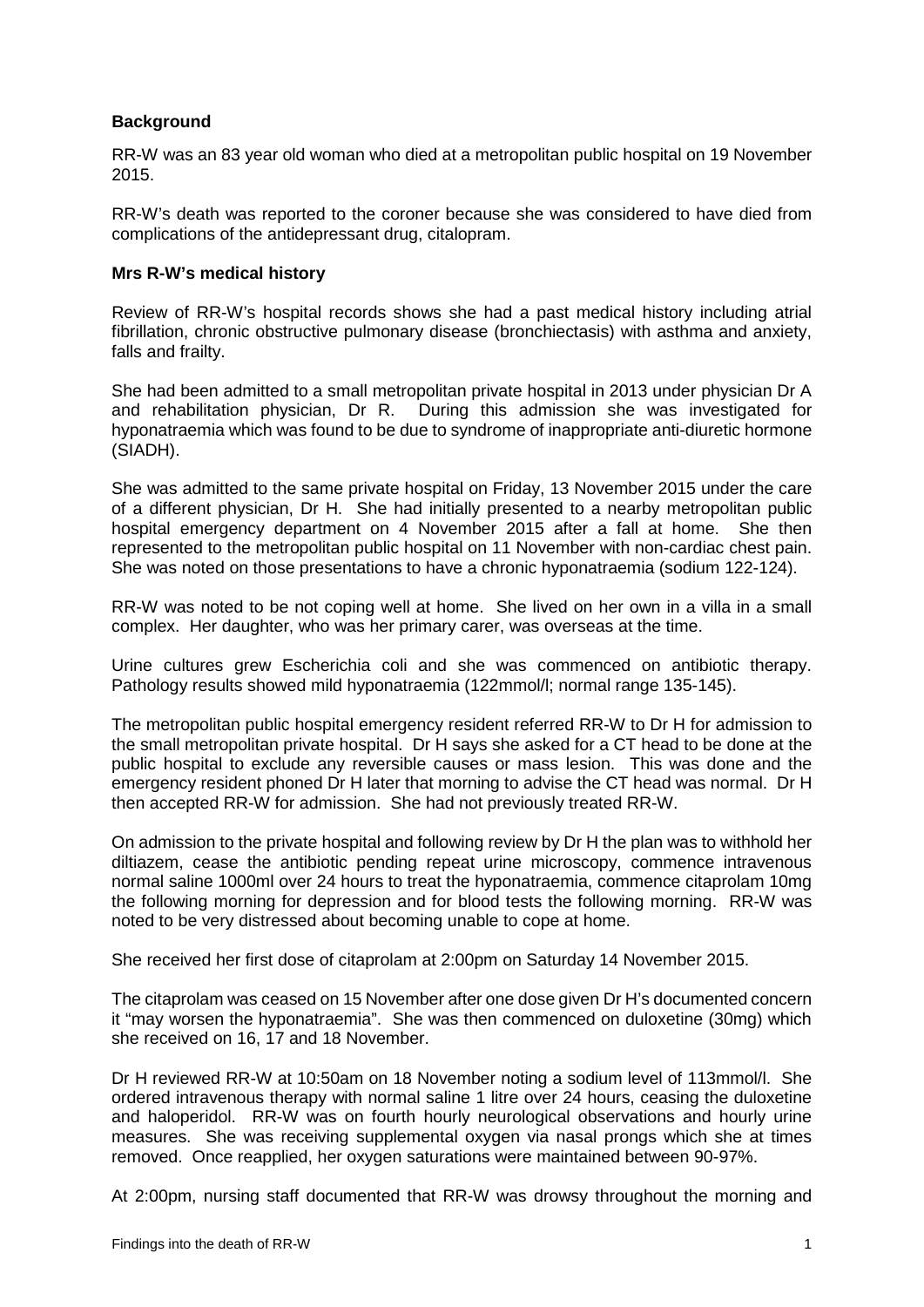**Background**

RR-W was an 83 year old woman who died at a metropolitan public hospital on 19 November 2015.

RR-W's death was reported to the coroner because she was considered to have died from complications of the antidepressant drug, citalopram.

**Mrs R-W's medical history**

Review of RR-W's hospital records shows she had a past medical history including atrial fibrillation, chronic obstructive pulmonary disease (bronchiectasis) with asthma and anxiety, falls and frailty.

She had been admitted to a small metropolitan private hospital in 2013 under physician Dr A and rehabilitation physician, Dr R. During this admission she was investigated for hyponatraemia which was found to be due to syndrome of inappropriate anti-diuretic hormone (SIADH).

She was admitted to the same private hospital on Friday, 13 November 2015 under the care of a different physician, Dr H. She had initially presented to a nearby metropolitan public hospital emergency department on 4 November 2015 after a fall at home. She then represented to the metropolitan public hospital on 11 November with non-cardiac chest pain. She was noted on those presentations to have a chronic hyponatraemia (sodium 122-124).

RR-W was noted to be not coping well at home. She lived on her own in a villa in a small complex. Her daughter, who was her primary carer, was overseas at the time.

Urine cultures grew Escherichia coli and she was commenced on antibiotic therapy. Pathology results showed mild hyponatraemia (122mmol/l; normal range 135-145).

The metropolitan public hospital emergency resident referred RR-W to Dr H for admission to the small metropolitan private hospital. Dr H says she asked for a CT head to be done at the public hospital to exclude any reversible causes or mass lesion. This was done and the emergency resident phoned Dr H later that morning to advise the CT head was normal. Dr H then accepted RR-W for admission. She had not previously treated RR-W.

On admission to the private hospital and following review by Dr H the plan was to withhold her diltiazem, cease the antibiotic pending repeat urine microscopy, commence intravenous normal saline 1000ml over 24 hours to treat the hyponatraemia, commence citaprolam 10mg the following morning for depression and for blood tests the following morning. RR-W was noted to be very distressed about becoming unable to cope at home.

She received her first dose of citaprolam at 2:00pm on Saturday 14 November 2015.

The citaprolam was ceased on 15 November after one dose given Dr H's documented concern it "may worsen the hyponatraemia". She was then commenced on duloxetine (30mg) which she received on 16, 17 and 18 November.

Dr H reviewed RR-W at 10:50am on 18 November noting a sodium level of 113mmol/l. She ordered intravenous therapy with normal saline 1 litre over 24 hours, ceasing the duloxetine and haloperidol. RR-W was on fourth hourly neurological observations and hourly urine measures. She was receiving supplemental oxygen via nasal prongs which she at times removed. Once reapplied, her oxygen saturations were maintained between 90-97%.

At 2:00pm, nursing staff documented that RR-W was drowsy throughout the morning and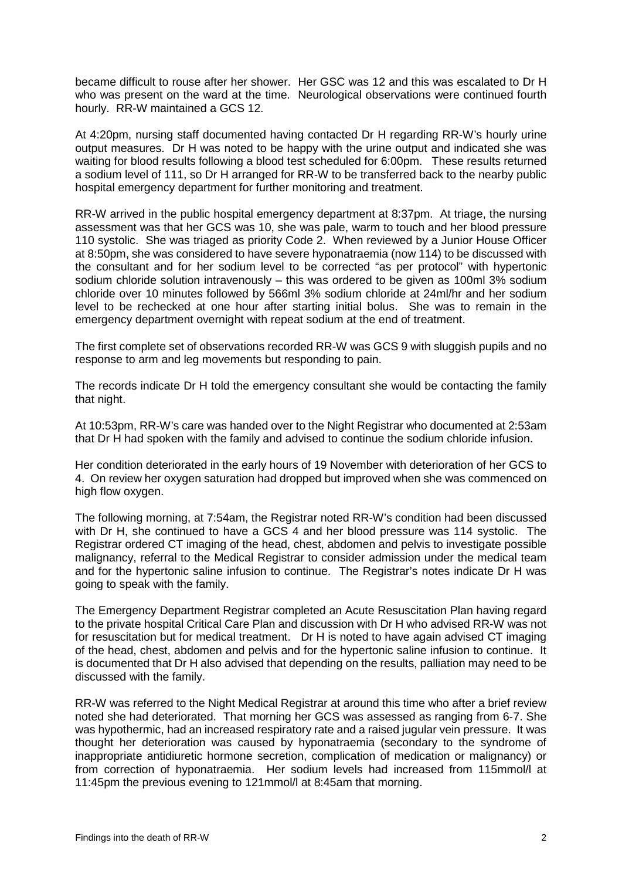became difficult to rouse after her shower. Her GSC was 12 and this was escalated to Dr H who was present on the ward at the time. Neurological observations were continued fourth hourly. RR-W maintained a GCS 12.

At 4:20pm, nursing staff documented having contacted Dr H regarding RR-W's hourly urine output measures. Dr H was noted to be happy with the urine output and indicated she was waiting for blood results following a blood test scheduled for 6:00pm. These results returned a sodium level of 111, so Dr H arranged for RR-W to be transferred back to the nearby public hospital emergency department for further monitoring and treatment.

RR-W arrived in the public hospital emergency department at 8:37pm. At triage, the nursing assessment was that her GCS was 10, she was pale, warm to touch and her blood pressure 110 systolic. She was triaged as priority Code 2. When reviewed by a Junior House Officer at 8:50pm, she was considered to have severe hyponatraemia (now 114) to be discussed with the consultant and for her sodium level to be corrected "as per protocol" with hypertonic sodium chloride solution intravenously – this was ordered to be given as 100ml 3% sodium chloride over 10 minutes followed by 566ml 3% sodium chloride at 24ml/hr and her sodium level to be rechecked at one hour after starting initial bolus. She was to remain in the emergency department overnight with repeat sodium at the end of treatment.

The first complete set of observations recorded RR-W was GCS 9 with sluggish pupils and no response to arm and leg movements but responding to pain.

The records indicate Dr H told the emergency consultant she would be contacting the family that night.

At 10:53pm, RR-W's care was handed over to the Night Registrar who documented at 2:53am that Dr H had spoken with the family and advised to continue the sodium chloride infusion.

Her condition deteriorated in the early hours of 19 November with deterioration of her GCS to 4. On review her oxygen saturation had dropped but improved when she was commenced on high flow oxygen.

The following morning, at 7:54am, the Registrar noted RR-W's condition had been discussed with Dr H, she continued to have a GCS 4 and her blood pressure was 114 systolic. The Registrar ordered CT imaging of the head, chest, abdomen and pelvis to investigate possible malignancy, referral to the Medical Registrar to consider admission under the medical team and for the hypertonic saline infusion to continue. The Registrar's notes indicate Dr H was going to speak with the family.

The Emergency Department Registrar completed an Acute Resuscitation Plan having regard to the private hospital Critical Care Plan and discussion with Dr H who advised RR-W was not for resuscitation but for medical treatment. Dr H is noted to have again advised CT imaging of the head, chest, abdomen and pelvis and for the hypertonic saline infusion to continue. It is documented that Dr H also advised that depending on the results, palliation may need to be discussed with the family.

RR-W was referred to the Night Medical Registrar at around this time who after a brief review noted she had deteriorated. That morning her GCS was assessed as ranging from 6-7. She was hypothermic, had an increased respiratory rate and a raised jugular vein pressure. It was thought her deterioration was caused by hyponatraemia (secondary to the syndrome of inappropriate antidiuretic hormone secretion, complication of medication or malignancy) or from correction of hyponatraemia. Her sodium levels had increased from 115mmol/l at 11:45pm the previous evening to 121mmol/l at 8:45am that morning.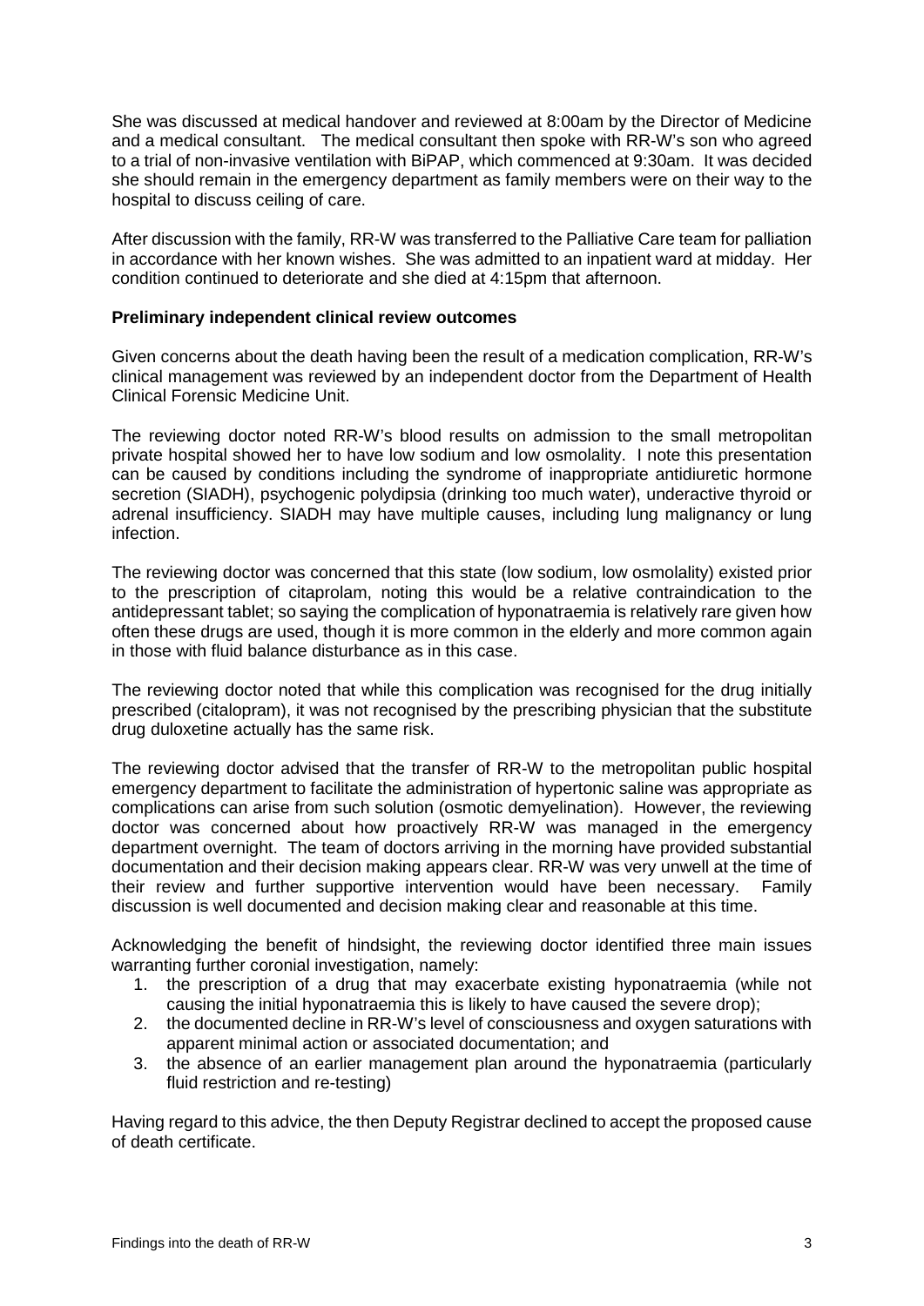She was discussed at medical handover and reviewed at 8:00am by the Director of Medicine and a medical consultant. The medical consultant then spoke with RR-W's son who agreed to a trial of non-invasive ventilation with BiPAP, which commenced at 9:30am. It was decided she should remain in the emergency department as family members were on their way to the hospital to discuss ceiling of care.

After discussion with the family, RR-W was transferred to the Palliative Care team for palliation in accordance with her known wishes. She was admitted to an inpatient ward at midday. Her condition continued to deteriorate and she died at 4:15pm that afternoon.

**Preliminary independent clinical review outcomes**

Given concerns about the death having been the result of a medication complication, RR-W's clinical management was reviewed by an independent doctor from the Department of Health Clinical Forensic Medicine Unit.

The reviewing doctor noted RR-W's blood results on admission to the small metropolitan private hospital showed her to have low sodium and low osmolality. I note this presentation can be caused by conditions including the syndrome of inappropriate antidiuretic hormone secretion (SIADH), psychogenic polydipsia (drinking too much water), underactive thyroid or adrenal insufficiency. SIADH may have multiple causes, including lung malignancy or lung infection.

The reviewing doctor was concerned that this state (low sodium, low osmolality) existed prior to the prescription of citaprolam, noting this would be a relative contraindication to the antidepressant tablet; so saying the complication of hyponatraemia is relatively rare given how often these drugs are used, though it is more common in the elderly and more common again in those with fluid balance disturbance as in this case.

The reviewing doctor noted that while this complication was recognised for the drug initially prescribed (citalopram), it was not recognised by the prescribing physician that the substitute drug duloxetine actually has the same risk.

The reviewing doctor advised that the transfer of RR-W to the metropolitan public hospital emergency department to facilitate the administration of hypertonic saline was appropriate as complications can arise from such solution (osmotic demyelination). However, the reviewing doctor was concerned about how proactively RR-W was managed in the emergency department overnight. The team of doctors arriving in the morning have provided substantial documentation and their decision making appears clear. RR-W was very unwell at the time of their review and further supportive intervention would have been necessary. Family discussion is well documented and decision making clear and reasonable at this time.

Acknowledging the benefit of hindsight, the reviewing doctor identified three main issues warranting further coronial investigation, namely:

1. the prescription of a drug that may exacerbate existing hyponatraemia (while not causing the initial hyponatraemia this is likely to have caused the severe drop);
2. the documented decline in RR-W's level of consciousness and oxygen saturations with apparent minimal action or associated documentation; and
3. the absence of an earlier management plan around the hyponatraemia (particularly fluid restriction and re-testing)

Having regard to this advice, the then Deputy Registrar declined to accept the proposed cause of death certificate.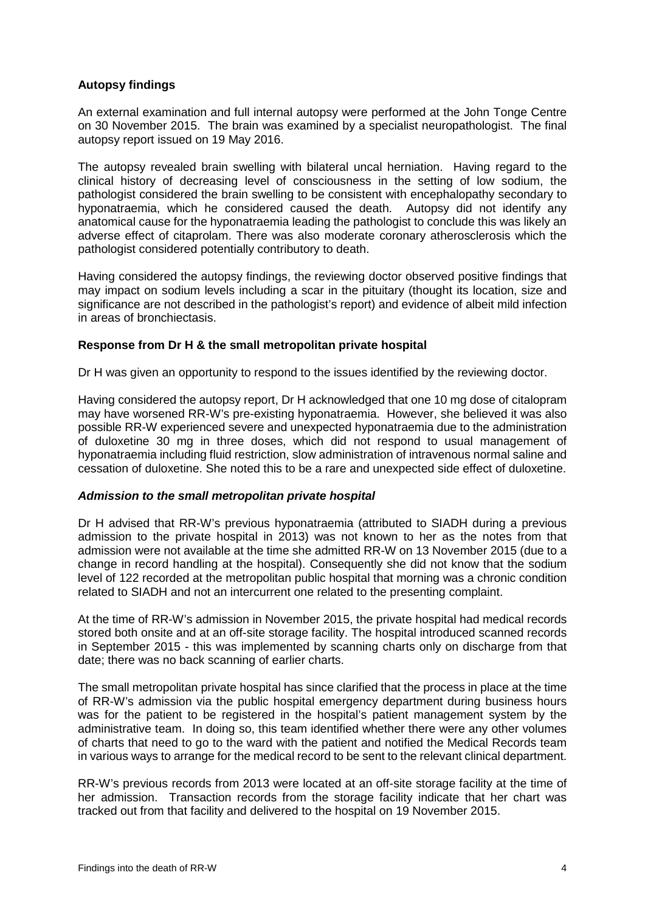**Autopsy findings**

An external examination and full internal autopsy were performed at the John Tonge Centre on 30 November 2015. The brain was examined by a specialist neuropathologist. The final autopsy report issued on 19 May 2016.

The autopsy revealed brain swelling with bilateral uncal herniation. Having regard to the clinical history of decreasing level of consciousness in the setting of low sodium, the pathologist considered the brain swelling to be consistent with encephalopathy secondary to hyponatraemia, which he considered caused the death. Autopsy did not identify any anatomical cause for the hyponatraemia leading the pathologist to conclude this was likely an adverse effect of citaprolam. There was also moderate coronary atherosclerosis which the pathologist considered potentially contributory to death.

Having considered the autopsy findings, the reviewing doctor observed positive findings that may impact on sodium levels including a scar in the pituitary (thought its location, size and significance are not described in the pathologist's report) and evidence of albeit mild infection in areas of bronchiectasis.

**Response from Dr H & the small metropolitan private hospital**

Dr H was given an opportunity to respond to the issues identified by the reviewing doctor.

Having considered the autopsy report, Dr H acknowledged that one 10 mg dose of citalopram may have worsened RR-W's pre-existing hyponatraemia. However, she believed it was also possible RR-W experienced severe and unexpected hyponatraemia due to the administration of duloxetine 30 mg in three doses, which did not respond to usual management of hyponatraemia including fluid restriction, slow administration of intravenous normal saline and cessation of duloxetine. She noted this to be a rare and unexpected side effect of duloxetine.

***Admission to the small metropolitan private hospital***

Dr H advised that RR-W's previous hyponatraemia (attributed to SIADH during a previous admission to the private hospital in 2013) was not known to her as the notes from that admission were not available at the time she admitted RR-W on 13 November 2015 (due to a change in record handling at the hospital). Consequently she did not know that the sodium level of 122 recorded at the metropolitan public hospital that morning was a chronic condition related to SIADH and not an intercurrent one related to the presenting complaint.

At the time of RR-W's admission in November 2015, the private hospital had medical records stored both onsite and at an off-site storage facility. The hospital introduced scanned records in September 2015 - this was implemented by scanning charts only on discharge from that date; there was no back scanning of earlier charts.

The small metropolitan private hospital has since clarified that the process in place at the time of RR-W's admission via the public hospital emergency department during business hours was for the patient to be registered in the hospital's patient management system by the administrative team. In doing so, this team identified whether there were any other volumes of charts that need to go to the ward with the patient and notified the Medical Records team in various ways to arrange for the medical record to be sent to the relevant clinical department.

RR-W's previous records from 2013 were located at an off-site storage facility at the time of her admission. Transaction records from the storage facility indicate that her chart was tracked out from that facility and delivered to the hospital on 19 November 2015.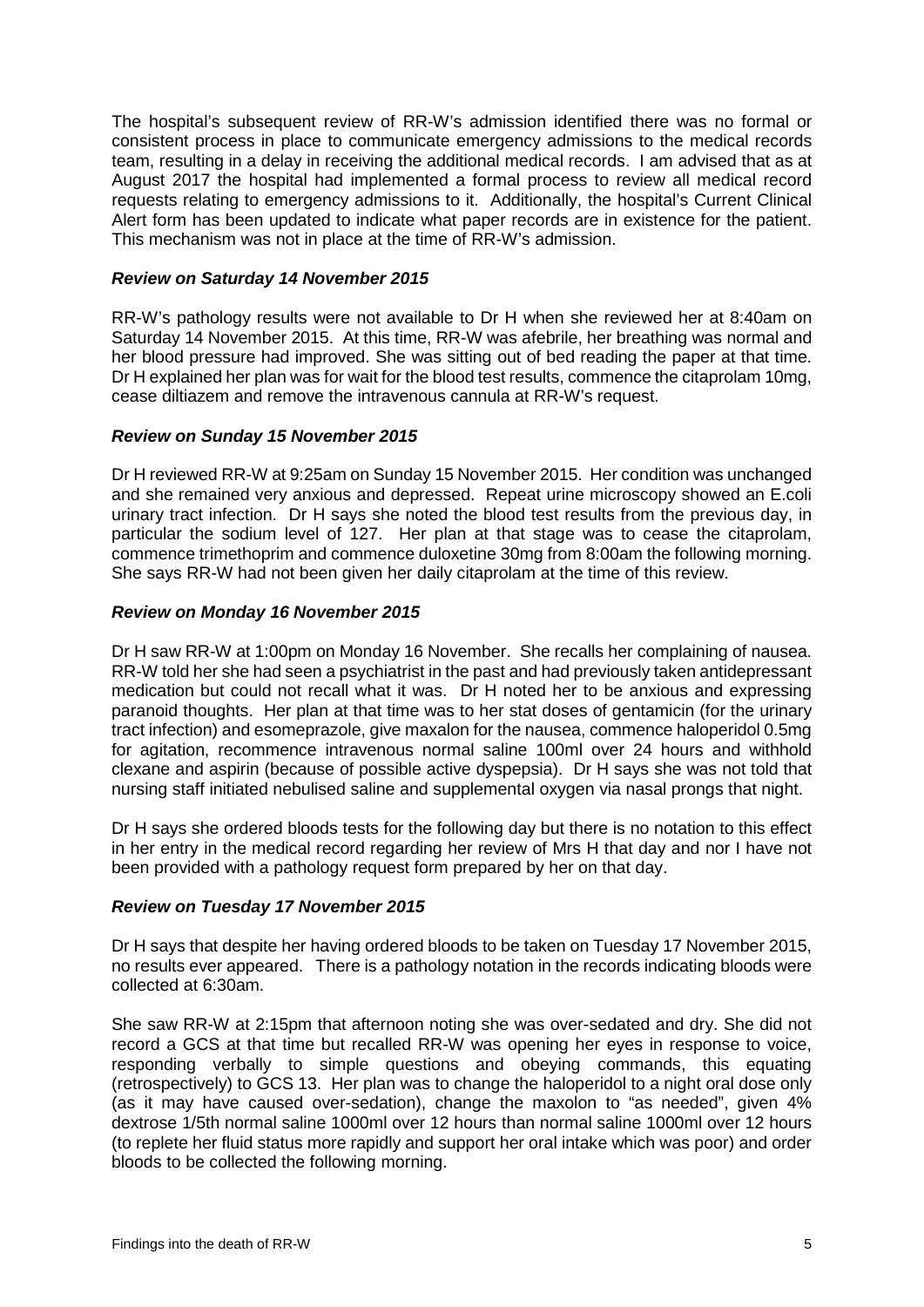The hospital's subsequent review of RR-W's admission identified there was no formal or consistent process in place to communicate emergency admissions to the medical records team, resulting in a delay in receiving the additional medical records. I am advised that as at August 2017 the hospital had implemented a formal process to review all medical record requests relating to emergency admissions to it. Additionally, the hospital's Current Clinical Alert form has been updated to indicate what paper records are in existence for the patient. This mechanism was not in place at the time of RR-W's admission.

### *Review on Saturday 14 November 2015*

RR-W's pathology results were not available to Dr H when she reviewed her at 8:40am on Saturday 14 November 2015. At this time, RR-W was afebrile, her breathing was normal and her blood pressure had improved. She was sitting out of bed reading the paper at that time. Dr H explained her plan was for wait for the blood test results, commence the citaprolam 10mg, cease diltiazem and remove the intravenous cannula at RR-W's request.

### *Review on Sunday 15 November 2015*

Dr H reviewed RR-W at 9:25am on Sunday 15 November 2015. Her condition was unchanged and she remained very anxious and depressed. Repeat urine microscopy showed an E.coli urinary tract infection. Dr H says she noted the blood test results from the previous day, in particular the sodium level of 127. Her plan at that stage was to cease the citaprolam, commence trimethoprim and commence duloxetine 30mg from 8:00am the following morning. She says RR-W had not been given her daily citaprolam at the time of this review.

### *Review on Monday 16 November 2015*

Dr H saw RR-W at 1:00pm on Monday 16 November. She recalls her complaining of nausea. RR-W told her she had seen a psychiatrist in the past and had previously taken antidepressant medication but could not recall what it was. Dr H noted her to be anxious and expressing paranoid thoughts. Her plan at that time was to her stat doses of gentamicin (for the urinary tract infection) and esomeprazole, give maxalon for the nausea, commence haloperidol 0.5mg for agitation, recommence intravenous normal saline 100ml over 24 hours and withhold clexane and aspirin (because of possible active dyspepsia). Dr H says she was not told that nursing staff initiated nebulised saline and supplemental oxygen via nasal prongs that night.

Dr H says she ordered bloods tests for the following day but there is no notation to this effect in her entry in the medical record regarding her review of Mrs H that day and nor I have not been provided with a pathology request form prepared by her on that day.

### *Review on Tuesday 17 November 2015*

Dr H says that despite her having ordered bloods to be taken on Tuesday 17 November 2015, no results ever appeared. There is a pathology notation in the records indicating bloods were collected at 6:30am.

She saw RR-W at 2:15pm that afternoon noting she was over-sedated and dry. She did not record a GCS at that time but recalled RR-W was opening her eyes in response to voice, responding verbally to simple questions and obeying commands, this equating (retrospectively) to GCS 13. Her plan was to change the haloperidol to a night oral dose only (as it may have caused over-sedation), change the maxolon to "as needed", given 4% dextrose 1/5th normal saline 1000ml over 12 hours than normal saline 1000ml over 12 hours (to replete her fluid status more rapidly and support her oral intake which was poor) and order bloods to be collected the following morning.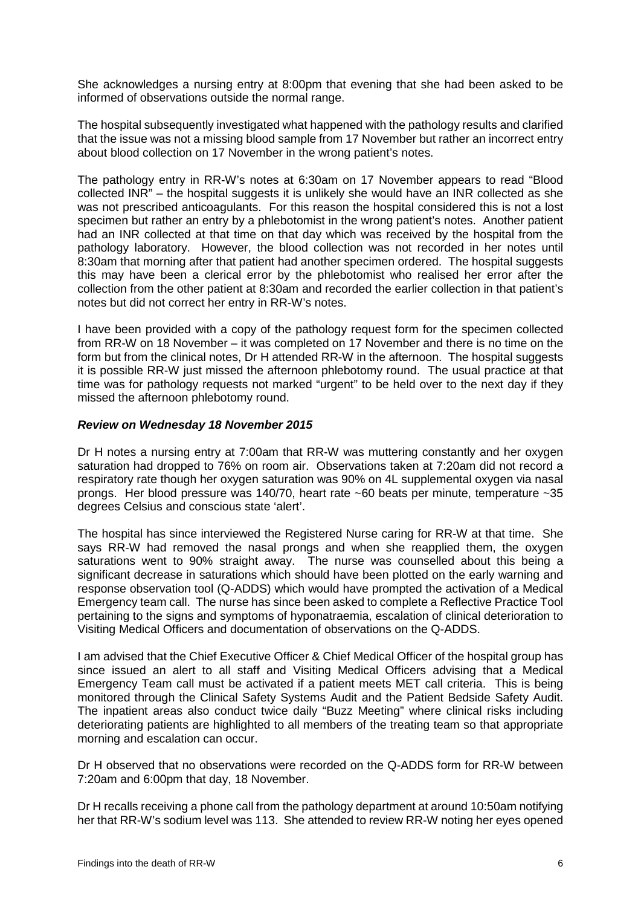She acknowledges a nursing entry at 8:00pm that evening that she had been asked to be informed of observations outside the normal range.

The hospital subsequently investigated what happened with the pathology results and clarified that the issue was not a missing blood sample from 17 November but rather an incorrect entry about blood collection on 17 November in the wrong patient's notes.

The pathology entry in RR-W's notes at 6:30am on 17 November appears to read "Blood collected INR" – the hospital suggests it is unlikely she would have an INR collected as she was not prescribed anticoagulants. For this reason the hospital considered this is not a lost specimen but rather an entry by a phlebotomist in the wrong patient's notes. Another patient had an INR collected at that time on that day which was received by the hospital from the pathology laboratory. However, the blood collection was not recorded in her notes until 8:30am that morning after that patient had another specimen ordered. The hospital suggests this may have been a clerical error by the phlebotomist who realised her error after the collection from the other patient at 8:30am and recorded the earlier collection in that patient's notes but did not correct her entry in RR-W's notes.

I have been provided with a copy of the pathology request form for the specimen collected from RR-W on 18 November – it was completed on 17 November and there is no time on the form but from the clinical notes, Dr H attended RR-W in the afternoon. The hospital suggests it is possible RR-W just missed the afternoon phlebotomy round. The usual practice at that time was for pathology requests not marked "urgent" to be held over to the next day if they missed the afternoon phlebotomy round.

### *Review on Wednesday 18 November 2015*

Dr H notes a nursing entry at 7:00am that RR-W was muttering constantly and her oxygen saturation had dropped to 76% on room air. Observations taken at 7:20am did not record a respiratory rate though her oxygen saturation was 90% on 4L supplemental oxygen via nasal prongs. Her blood pressure was 140/70, heart rate ~60 beats per minute, temperature ~35 degrees Celsius and conscious state 'alert'.

The hospital has since interviewed the Registered Nurse caring for RR-W at that time. She says RR-W had removed the nasal prongs and when she reapplied them, the oxygen saturations went to 90% straight away. The nurse was counselled about this being a significant decrease in saturations which should have been plotted on the early warning and response observation tool (Q-ADDS) which would have prompted the activation of a Medical Emergency team call. The nurse has since been asked to complete a Reflective Practice Tool pertaining to the signs and symptoms of hyponatraemia, escalation of clinical deterioration to Visiting Medical Officers and documentation of observations on the Q-ADDS.

I am advised that the Chief Executive Officer & Chief Medical Officer of the hospital group has since issued an alert to all staff and Visiting Medical Officers advising that a Medical Emergency Team call must be activated if a patient meets MET call criteria. This is being monitored through the Clinical Safety Systems Audit and the Patient Bedside Safety Audit. The inpatient areas also conduct twice daily "Buzz Meeting" where clinical risks including deteriorating patients are highlighted to all members of the treating team so that appropriate morning and escalation can occur.

Dr H observed that no observations were recorded on the Q-ADDS form for RR-W between 7:20am and 6:00pm that day, 18 November.

Dr H recalls receiving a phone call from the pathology department at around 10:50am notifying her that RR-W's sodium level was 113. She attended to review RR-W noting her eyes opened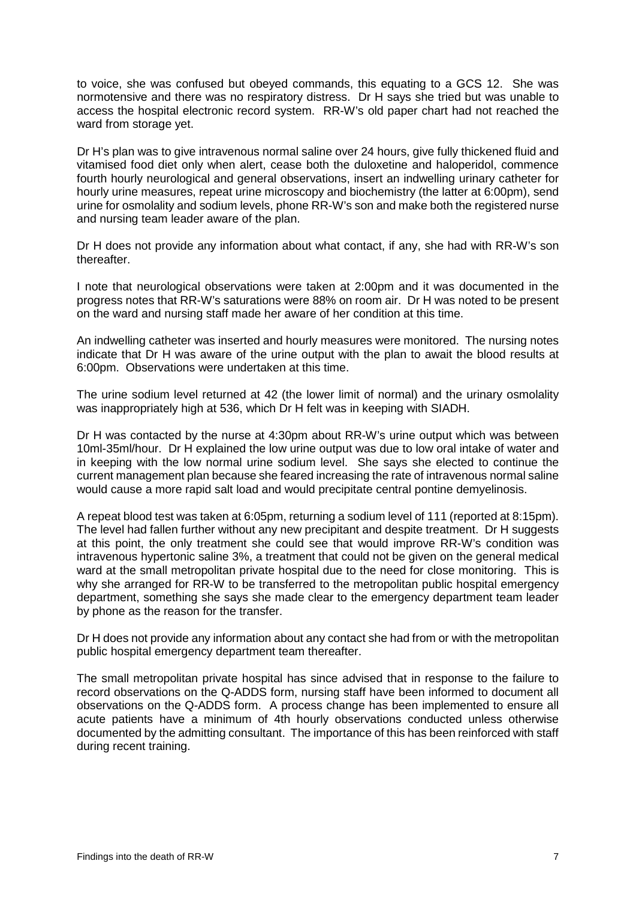to voice, she was confused but obeyed commands, this equating to a GCS 12. She was normotensive and there was no respiratory distress. Dr H says she tried but was unable to access the hospital electronic record system. RR-W's old paper chart had not reached the ward from storage yet.

Dr H's plan was to give intravenous normal saline over 24 hours, give fully thickened fluid and vitamised food diet only when alert, cease both the duloxetine and haloperidol, commence fourth hourly neurological and general observations, insert an indwelling urinary catheter for hourly urine measures, repeat urine microscopy and biochemistry (the latter at 6:00pm), send urine for osmolality and sodium levels, phone RR-W's son and make both the registered nurse and nursing team leader aware of the plan.

Dr H does not provide any information about what contact, if any, she had with RR-W's son thereafter.

I note that neurological observations were taken at 2:00pm and it was documented in the progress notes that RR-W's saturations were 88% on room air. Dr H was noted to be present on the ward and nursing staff made her aware of her condition at this time.

An indwelling catheter was inserted and hourly measures were monitored. The nursing notes indicate that Dr H was aware of the urine output with the plan to await the blood results at 6:00pm. Observations were undertaken at this time.

The urine sodium level returned at 42 (the lower limit of normal) and the urinary osmolality was inappropriately high at 536, which Dr H felt was in keeping with SIADH.

Dr H was contacted by the nurse at 4:30pm about RR-W's urine output which was between 10ml-35ml/hour. Dr H explained the low urine output was due to low oral intake of water and in keeping with the low normal urine sodium level. She says she elected to continue the current management plan because she feared increasing the rate of intravenous normal saline would cause a more rapid salt load and would precipitate central pontine demyelinosis.

A repeat blood test was taken at 6:05pm, returning a sodium level of 111 (reported at 8:15pm). The level had fallen further without any new precipitant and despite treatment. Dr H suggests at this point, the only treatment she could see that would improve RR-W's condition was intravenous hypertonic saline 3%, a treatment that could not be given on the general medical ward at the small metropolitan private hospital due to the need for close monitoring. This is why she arranged for RR-W to be transferred to the metropolitan public hospital emergency department, something she says she made clear to the emergency department team leader by phone as the reason for the transfer.

Dr H does not provide any information about any contact she had from or with the metropolitan public hospital emergency department team thereafter.

The small metropolitan private hospital has since advised that in response to the failure to record observations on the Q-ADDS form, nursing staff have been informed to document all observations on the Q-ADDS form. A process change has been implemented to ensure all acute patients have a minimum of 4th hourly observations conducted unless otherwise documented by the admitting consultant. The importance of this has been reinforced with staff during recent training.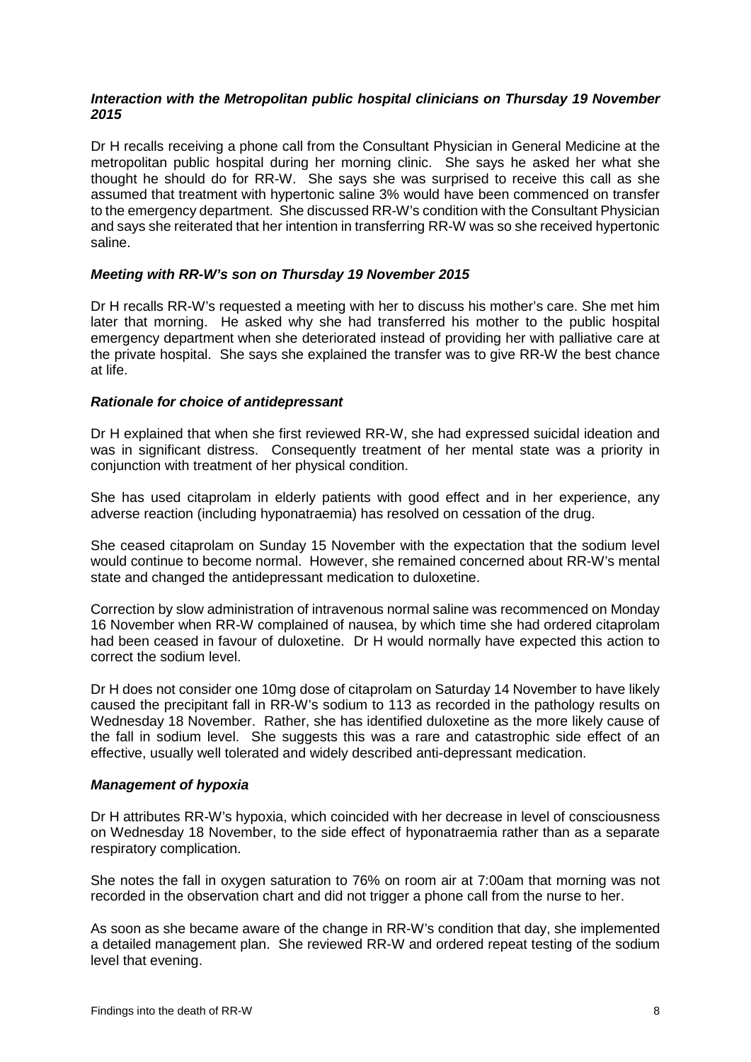### *Interaction with the Metropolitan public hospital clinicians on Thursday 19 November 2015*

Dr H recalls receiving a phone call from the Consultant Physician in General Medicine at the metropolitan public hospital during her morning clinic. She says he asked her what she thought he should do for RR-W. She says she was surprised to receive this call as she assumed that treatment with hypertonic saline 3% would have been commenced on transfer to the emergency department. She discussed RR-W's condition with the Consultant Physician and says she reiterated that her intention in transferring RR-W was so she received hypertonic saline.

### *Meeting with RR-W's son on Thursday 19 November 2015*

Dr H recalls RR-W's requested a meeting with her to discuss his mother's care. She met him later that morning. He asked why she had transferred his mother to the public hospital emergency department when she deteriorated instead of providing her with palliative care at the private hospital. She says she explained the transfer was to give RR-W the best chance at life.

### *Rationale for choice of antidepressant*

Dr H explained that when she first reviewed RR-W, she had expressed suicidal ideation and was in significant distress. Consequently treatment of her mental state was a priority in conjunction with treatment of her physical condition.

She has used citaprolam in elderly patients with good effect and in her experience, any adverse reaction (including hyponatraemia) has resolved on cessation of the drug.

She ceased citaprolam on Sunday 15 November with the expectation that the sodium level would continue to become normal. However, she remained concerned about RR-W's mental state and changed the antidepressant medication to duloxetine.

Correction by slow administration of intravenous normal saline was recommenced on Monday 16 November when RR-W complained of nausea, by which time she had ordered citaprolam had been ceased in favour of duloxetine. Dr H would normally have expected this action to correct the sodium level.

Dr H does not consider one 10mg dose of citaprolam on Saturday 14 November to have likely caused the precipitant fall in RR-W's sodium to 113 as recorded in the pathology results on Wednesday 18 November. Rather, she has identified duloxetine as the more likely cause of the fall in sodium level. She suggests this was a rare and catastrophic side effect of an effective, usually well tolerated and widely described anti-depressant medication.

### *Management of hypoxia*

Dr H attributes RR-W's hypoxia, which coincided with her decrease in level of consciousness on Wednesday 18 November, to the side effect of hyponatraemia rather than as a separate respiratory complication.

She notes the fall in oxygen saturation to 76% on room air at 7:00am that morning was not recorded in the observation chart and did not trigger a phone call from the nurse to her.

As soon as she became aware of the change in RR-W's condition that day, she implemented a detailed management plan. She reviewed RR-W and ordered repeat testing of the sodium level that evening.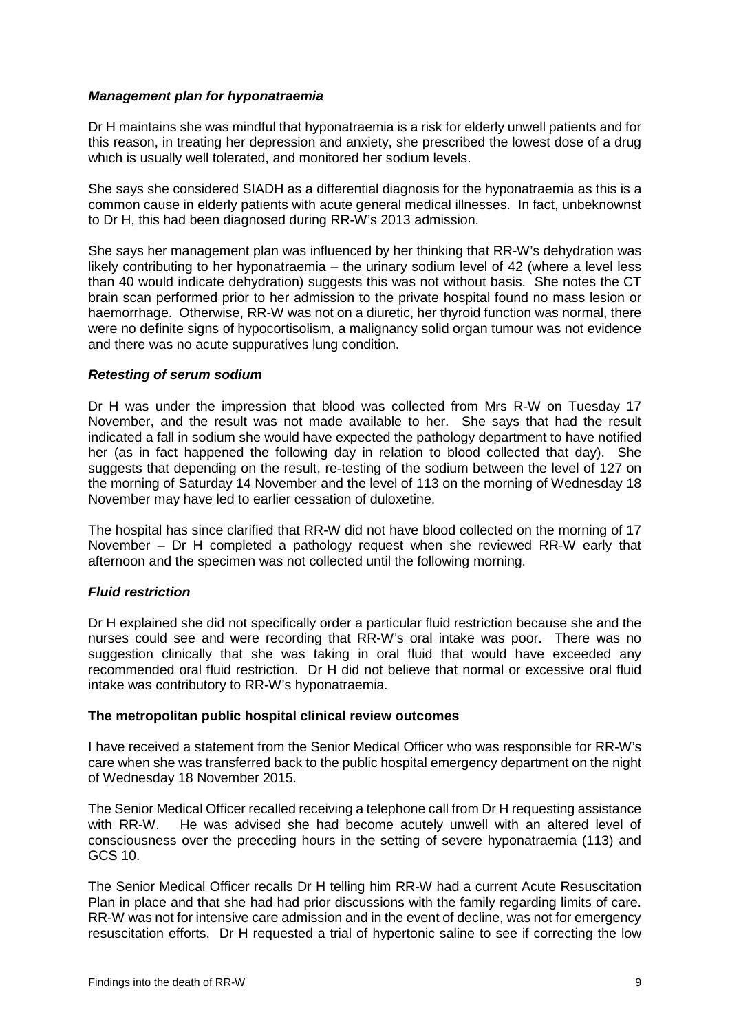***Management plan for hyponatraemia***

Dr H maintains she was mindful that hyponatraemia is a risk for elderly unwell patients and for this reason, in treating her depression and anxiety, she prescribed the lowest dose of a drug which is usually well tolerated, and monitored her sodium levels.

She says she considered SIADH as a differential diagnosis for the hyponatraemia as this is a common cause in elderly patients with acute general medical illnesses. In fact, unbeknownst to Dr H, this had been diagnosed during RR-W's 2013 admission.

She says her management plan was influenced by her thinking that RR-W's dehydration was likely contributing to her hyponatraemia – the urinary sodium level of 42 (where a level less than 40 would indicate dehydration) suggests this was not without basis. She notes the CT brain scan performed prior to her admission to the private hospital found no mass lesion or haemorrhage. Otherwise, RR-W was not on a diuretic, her thyroid function was normal, there were no definite signs of hypocortisolism, a malignancy solid organ tumour was not evidence and there was no acute suppuratives lung condition.

***Retesting of serum sodium***

Dr H was under the impression that blood was collected from Mrs R-W on Tuesday 17 November, and the result was not made available to her. She says that had the result indicated a fall in sodium she would have expected the pathology department to have notified her (as in fact happened the following day in relation to blood collected that day). She suggests that depending on the result, re-testing of the sodium between the level of 127 on the morning of Saturday 14 November and the level of 113 on the morning of Wednesday 18 November may have led to earlier cessation of duloxetine.

The hospital has since clarified that RR-W did not have blood collected on the morning of 17 November – Dr H completed a pathology request when she reviewed RR-W early that afternoon and the specimen was not collected until the following morning.

***Fluid restriction***

Dr H explained she did not specifically order a particular fluid restriction because she and the nurses could see and were recording that RR-W's oral intake was poor. There was no suggestion clinically that she was taking in oral fluid that would have exceeded any recommended oral fluid restriction. Dr H did not believe that normal or excessive oral fluid intake was contributory to RR-W's hyponatraemia.

**The metropolitan public hospital clinical review outcomes**

I have received a statement from the Senior Medical Officer who was responsible for RR-W's care when she was transferred back to the public hospital emergency department on the night of Wednesday 18 November 2015.

The Senior Medical Officer recalled receiving a telephone call from Dr H requesting assistance with RR-W. He was advised she had become acutely unwell with an altered level of consciousness over the preceding hours in the setting of severe hyponatraemia (113) and GCS 10.

The Senior Medical Officer recalls Dr H telling him RR-W had a current Acute Resuscitation Plan in place and that she had had prior discussions with the family regarding limits of care. RR-W was not for intensive care admission and in the event of decline, was not for emergency resuscitation efforts. Dr H requested a trial of hypertonic saline to see if correcting the low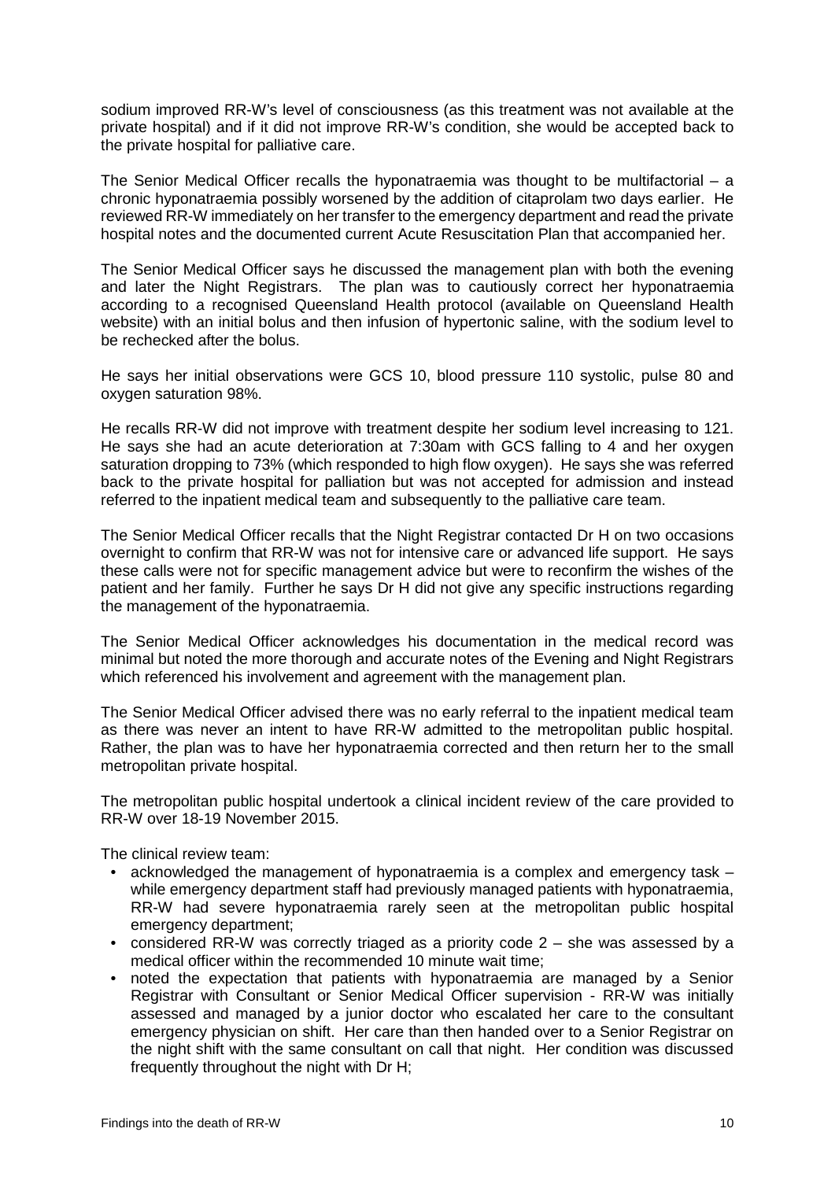sodium improved RR-W's level of consciousness (as this treatment was not available at the private hospital) and if it did not improve RR-W's condition, she would be accepted back to the private hospital for palliative care.

The Senior Medical Officer recalls the hyponatraemia was thought to be multifactorial – a chronic hyponatraemia possibly worsened by the addition of citaprolam two days earlier. He reviewed RR-W immediately on her transfer to the emergency department and read the private hospital notes and the documented current Acute Resuscitation Plan that accompanied her.

The Senior Medical Officer says he discussed the management plan with both the evening and later the Night Registrars. The plan was to cautiously correct her hyponatraemia according to a recognised Queensland Health protocol (available on Queensland Health website) with an initial bolus and then infusion of hypertonic saline, with the sodium level to be rechecked after the bolus.

He says her initial observations were GCS 10, blood pressure 110 systolic, pulse 80 and oxygen saturation 98%.

He recalls RR-W did not improve with treatment despite her sodium level increasing to 121. He says she had an acute deterioration at 7:30am with GCS falling to 4 and her oxygen saturation dropping to 73% (which responded to high flow oxygen). He says she was referred back to the private hospital for palliation but was not accepted for admission and instead referred to the inpatient medical team and subsequently to the palliative care team.

The Senior Medical Officer recalls that the Night Registrar contacted Dr H on two occasions overnight to confirm that RR-W was not for intensive care or advanced life support. He says these calls were not for specific management advice but were to reconfirm the wishes of the patient and her family. Further he says Dr H did not give any specific instructions regarding the management of the hyponatraemia.

The Senior Medical Officer acknowledges his documentation in the medical record was minimal but noted the more thorough and accurate notes of the Evening and Night Registrars which referenced his involvement and agreement with the management plan.

The Senior Medical Officer advised there was no early referral to the inpatient medical team as there was never an intent to have RR-W admitted to the metropolitan public hospital. Rather, the plan was to have her hyponatraemia corrected and then return her to the small metropolitan private hospital.

The metropolitan public hospital undertook a clinical incident review of the care provided to RR-W over 18-19 November 2015.

The clinical review team:

- acknowledged the management of hyponatraemia is a complex and emergency task – while emergency department staff had previously managed patients with hyponatraemia, RR-W had severe hyponatraemia rarely seen at the metropolitan public hospital emergency department;
- considered RR-W was correctly triaged as a priority code 2 – she was assessed by a medical officer within the recommended 10 minute wait time;
- noted the expectation that patients with hyponatraemia are managed by a Senior Registrar with Consultant or Senior Medical Officer supervision - RR-W was initially assessed and managed by a junior doctor who escalated her care to the consultant emergency physician on shift. Her care than then handed over to a Senior Registrar on the night shift with the same consultant on call that night. Her condition was discussed frequently throughout the night with Dr H;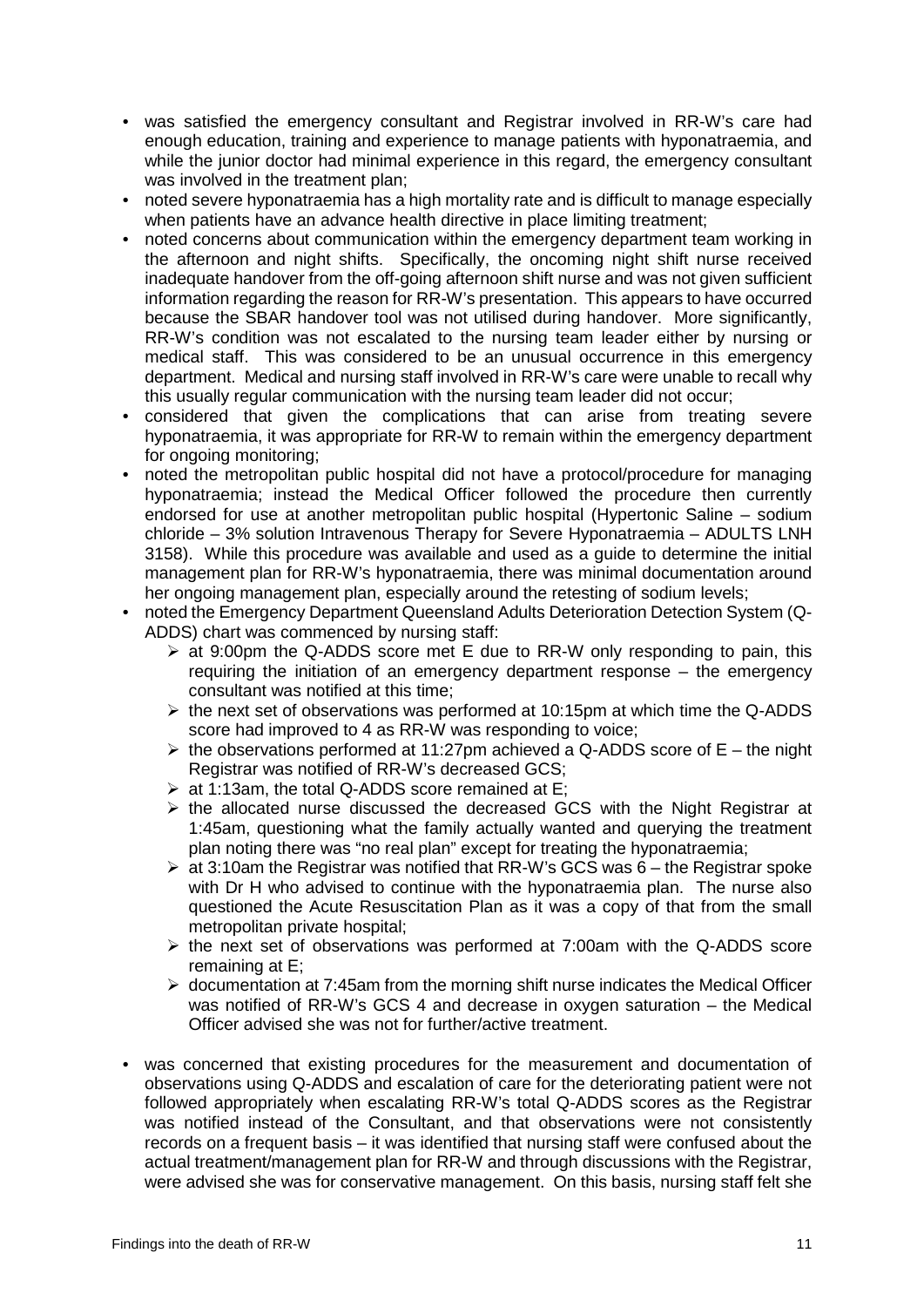- was satisfied the emergency consultant and Registrar involved in RR-W's care had enough education, training and experience to manage patients with hyponatraemia, and while the junior doctor had minimal experience in this regard, the emergency consultant was involved in the treatment plan;
- noted severe hyponatraemia has a high mortality rate and is difficult to manage especially when patients have an advance health directive in place limiting treatment;
- noted concerns about communication within the emergency department team working in the afternoon and night shifts. Specifically, the oncoming night shift nurse received inadequate handover from the off-going afternoon shift nurse and was not given sufficient information regarding the reason for RR-W's presentation. This appears to have occurred because the SBAR handover tool was not utilised during handover. More significantly, RR-W's condition was not escalated to the nursing team leader either by nursing or medical staff. This was considered to be an unusual occurrence in this emergency department. Medical and nursing staff involved in RR-W's care were unable to recall why this usually regular communication with the nursing team leader did not occur;
- considered that given the complications that can arise from treating severe hyponatraemia, it was appropriate for RR-W to remain within the emergency department for ongoing monitoring;
- noted the metropolitan public hospital did not have a protocol/procedure for managing hyponatraemia; instead the Medical Officer followed the procedure then currently endorsed for use at another metropolitan public hospital (Hypertonic Saline – sodium chloride – 3% solution Intravenous Therapy for Severe Hyponatraemia – ADULTS LNH 3158). While this procedure was available and used as a guide to determine the initial management plan for RR-W's hyponatraemia, there was minimal documentation around her ongoing management plan, especially around the retesting of sodium levels;
- noted the Emergency Department Queensland Adults Deterioration Detection System (Q-ADDS) chart was commenced by nursing staff:
  - at 9:00pm the Q-ADDS score met E due to RR-W only responding to pain, this requiring the initiation of an emergency department response – the emergency consultant was notified at this time;
  - the next set of observations was performed at 10:15pm at which time the Q-ADDS score had improved to 4 as RR-W was responding to voice;
  - the observations performed at 11:27pm achieved a Q-ADDS score of E – the night Registrar was notified of RR-W's decreased GCS;
  - at 1:13am, the total Q-ADDS score remained at E;
  - the allocated nurse discussed the decreased GCS with the Night Registrar at 1:45am, questioning what the family actually wanted and querying the treatment plan noting there was "no real plan" except for treating the hyponatraemia;
  - at 3:10am the Registrar was notified that RR-W's GCS was 6 – the Registrar spoke with Dr H who advised to continue with the hyponatraemia plan. The nurse also questioned the Acute Resuscitation Plan as it was a copy of that from the small metropolitan private hospital;
  - the next set of observations was performed at 7:00am with the Q-ADDS score remaining at E;
  - documentation at 7:45am from the morning shift nurse indicates the Medical Officer was notified of RR-W's GCS 4 and decrease in oxygen saturation – the Medical Officer advised she was not for further/active treatment.
- was concerned that existing procedures for the measurement and documentation of observations using Q-ADDS and escalation of care for the deteriorating patient were not followed appropriately when escalating RR-W's total Q-ADDS scores as the Registrar was notified instead of the Consultant, and that observations were not consistently records on a frequent basis – it was identified that nursing staff were confused about the actual treatment/management plan for RR-W and through discussions with the Registrar, were advised she was for conservative management. On this basis, nursing staff felt she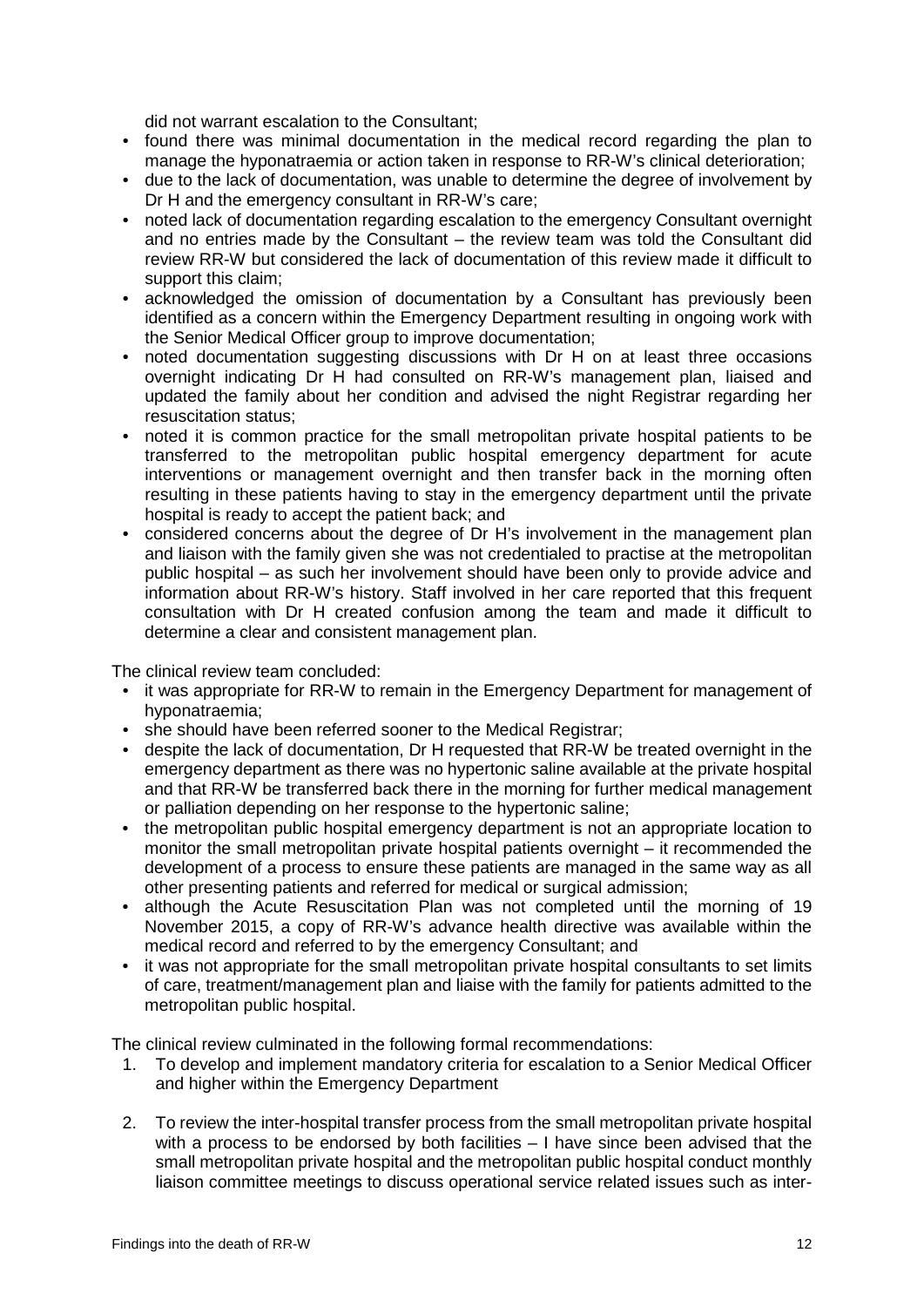did not warrant escalation to the Consultant;

- found there was minimal documentation in the medical record regarding the plan to manage the hyponatraemia or action taken in response to RR-W's clinical deterioration;
- due to the lack of documentation, was unable to determine the degree of involvement by Dr H and the emergency consultant in RR-W's care;
- noted lack of documentation regarding escalation to the emergency Consultant overnight and no entries made by the Consultant – the review team was told the Consultant did review RR-W but considered the lack of documentation of this review made it difficult to support this claim;
- acknowledged the omission of documentation by a Consultant has previously been identified as a concern within the Emergency Department resulting in ongoing work with the Senior Medical Officer group to improve documentation;
- noted documentation suggesting discussions with Dr H on at least three occasions overnight indicating Dr H had consulted on RR-W's management plan, liaised and updated the family about her condition and advised the night Registrar regarding her resuscitation status;
- noted it is common practice for the small metropolitan private hospital patients to be transferred to the metropolitan public hospital emergency department for acute interventions or management overnight and then transfer back in the morning often resulting in these patients having to stay in the emergency department until the private hospital is ready to accept the patient back; and
- considered concerns about the degree of Dr H's involvement in the management plan and liaison with the family given she was not credentialed to practise at the metropolitan public hospital – as such her involvement should have been only to provide advice and information about RR-W's history. Staff involved in her care reported that this frequent consultation with Dr H created confusion among the team and made it difficult to determine a clear and consistent management plan.

The clinical review team concluded:

- it was appropriate for RR-W to remain in the Emergency Department for management of hyponatraemia;
- she should have been referred sooner to the Medical Registrar;
- despite the lack of documentation, Dr H requested that RR-W be treated overnight in the emergency department as there was no hypertonic saline available at the private hospital and that RR-W be transferred back there in the morning for further medical management or palliation depending on her response to the hypertonic saline;
- the metropolitan public hospital emergency department is not an appropriate location to monitor the small metropolitan private hospital patients overnight – it recommended the development of a process to ensure these patients are managed in the same way as all other presenting patients and referred for medical or surgical admission;
- although the Acute Resuscitation Plan was not completed until the morning of 19 November 2015, a copy of RR-W's advance health directive was available within the medical record and referred to by the emergency Consultant; and
- it was not appropriate for the small metropolitan private hospital consultants to set limits of care, treatment/management plan and liaise with the family for patients admitted to the metropolitan public hospital.

The clinical review culminated in the following formal recommendations:

1. To develop and implement mandatory criteria for escalation to a Senior Medical Officer and higher within the Emergency Department

2. To review the inter-hospital transfer process from the small metropolitan private hospital with a process to be endorsed by both facilities – I have since been advised that the small metropolitan private hospital and the metropolitan public hospital conduct monthly liaison committee meetings to discuss operational service related issues such as inter-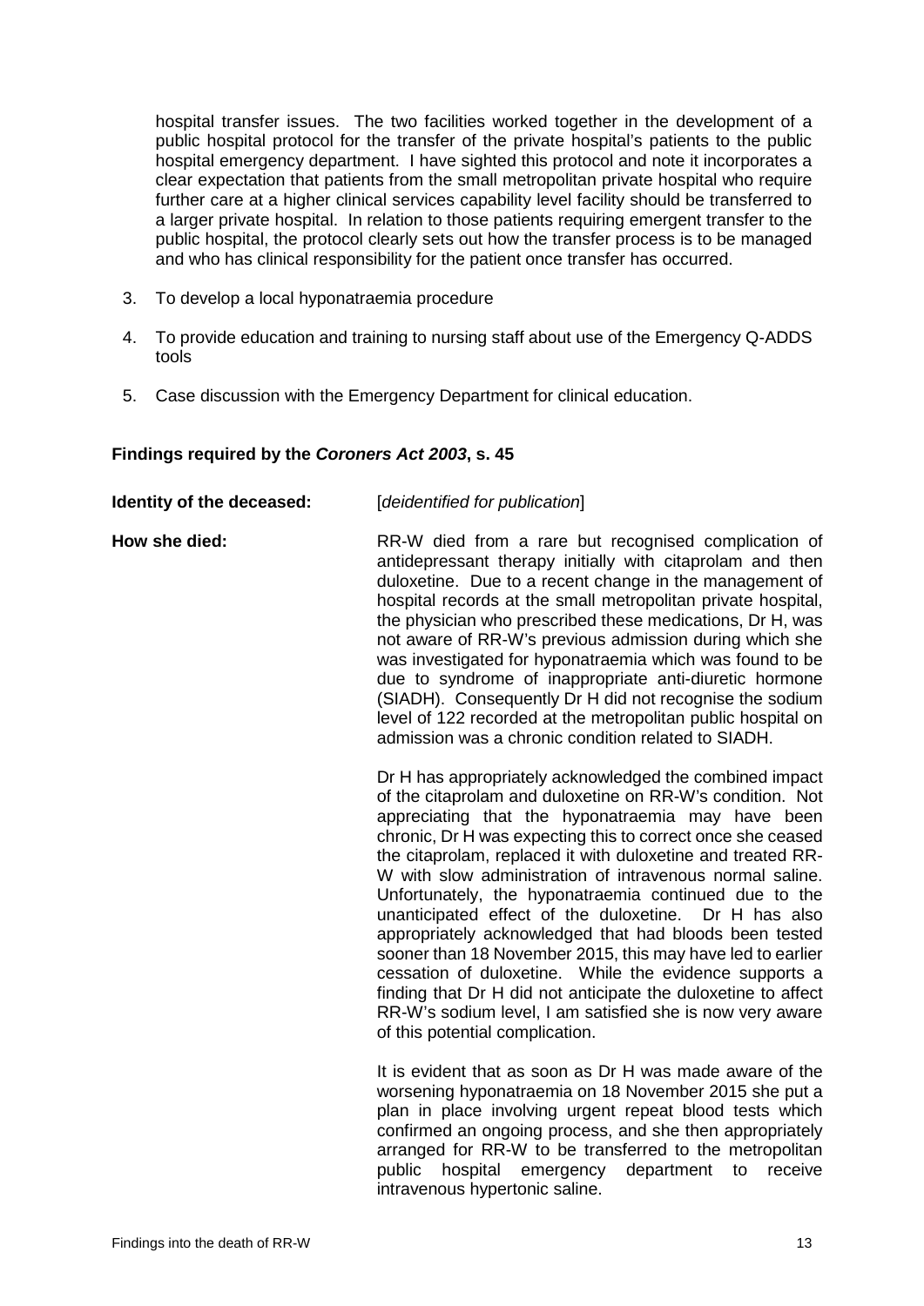hospital transfer issues. The two facilities worked together in the development of a public hospital protocol for the transfer of the private hospital's patients to the public hospital emergency department. I have sighted this protocol and note it incorporates a clear expectation that patients from the small metropolitan private hospital who require further care at a higher clinical services capability level facility should be transferred to a larger private hospital. In relation to those patients requiring emergent transfer to the public hospital, the protocol clearly sets out how the transfer process is to be managed and who has clinical responsibility for the patient once transfer has occurred.

3. To develop a local hyponatraemia procedure
4. To provide education and training to nursing staff about use of the Emergency Q-ADDS tools
5. Case discussion with the Emergency Department for clinical education.

## Findings required by the *Coroners Act 2003*, s. 45

**Identity of the deceased:** [*deidentified for publication*]

**How she died:** RR-W died from a rare but recognised complication of antidepressant therapy initially with citaprolam and then duloxetine. Due to a recent change in the management of hospital records at the small metropolitan private hospital, the physician who prescribed these medications, Dr H, was not aware of RR-W's previous admission during which she was investigated for hyponatraemia which was found to be due to syndrome of inappropriate anti-diuretic hormone (SIADH). Consequently Dr H did not recognise the sodium level of 122 recorded at the metropolitan public hospital on admission was a chronic condition related to SIADH.

Dr H has appropriately acknowledged the combined impact of the citaprolam and duloxetine on RR-W's condition. Not appreciating that the hyponatraemia may have been chronic, Dr H was expecting this to correct once she ceased the citaprolam, replaced it with duloxetine and treated RR-W with slow administration of intravenous normal saline. Unfortunately, the hyponatraemia continued due to the unanticipated effect of the duloxetine. Dr H has also appropriately acknowledged that had bloods been tested sooner than 18 November 2015, this may have led to earlier cessation of duloxetine. While the evidence supports a finding that Dr H did not anticipate the duloxetine to affect RR-W's sodium level, I am satisfied she is now very aware of this potential complication.

It is evident that as soon as Dr H was made aware of the worsening hyponatraemia on 18 November 2015 she put a plan in place involving urgent repeat blood tests which confirmed an ongoing process, and she then appropriately arranged for RR-W to be transferred to the metropolitan public hospital emergency department to receive intravenous hypertonic saline.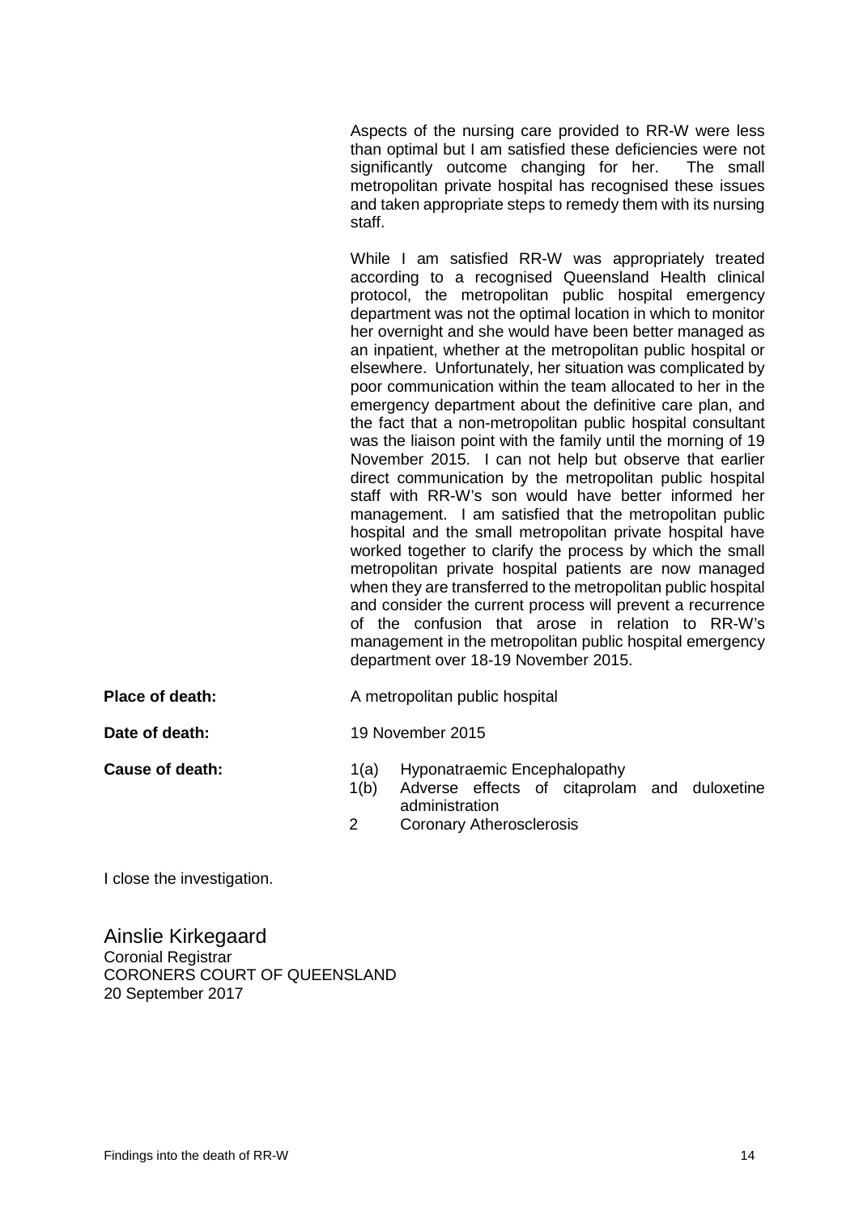Aspects of the nursing care provided to RR-W were less than optimal but I am satisfied these deficiencies were not significantly outcome changing for her. The small metropolitan private hospital has recognised these issues and taken appropriate steps to remedy them with its nursing staff.

While I am satisfied RR-W was appropriately treated according to a recognised Queensland Health clinical protocol, the metropolitan public hospital emergency department was not the optimal location in which to monitor her overnight and she would have been better managed as an inpatient, whether at the metropolitan public hospital or elsewhere. Unfortunately, her situation was complicated by poor communication within the team allocated to her in the emergency department about the definitive care plan, and the fact that a non-metropolitan public hospital consultant was the liaison point with the family until the morning of 19 November 2015. I can not help but observe that earlier direct communication by the metropolitan public hospital staff with RR-W's son would have better informed her management. I am satisfied that the metropolitan public hospital and the small metropolitan private hospital have worked together to clarify the process by which the small metropolitan private hospital patients are now managed when they are transferred to the metropolitan public hospital and consider the current process will prevent a recurrence of the confusion that arose in relation to RR-W's management in the metropolitan public hospital emergency department over 18-19 November 2015.

**Place of death:** A metropolitan public hospital

**Date of death:** 19 November 2015

**Cause of death:**
1(a) Hyponatraemic Encephalopathy
1(b) Adverse effects of citaprolam and duloxetine administration
2 Coronary Atherosclerosis

I close the investigation.

Ainslie Kirkegaard
Coronial Registrar
CORONERS COURT OF QUEENSLAND
20 September 2017